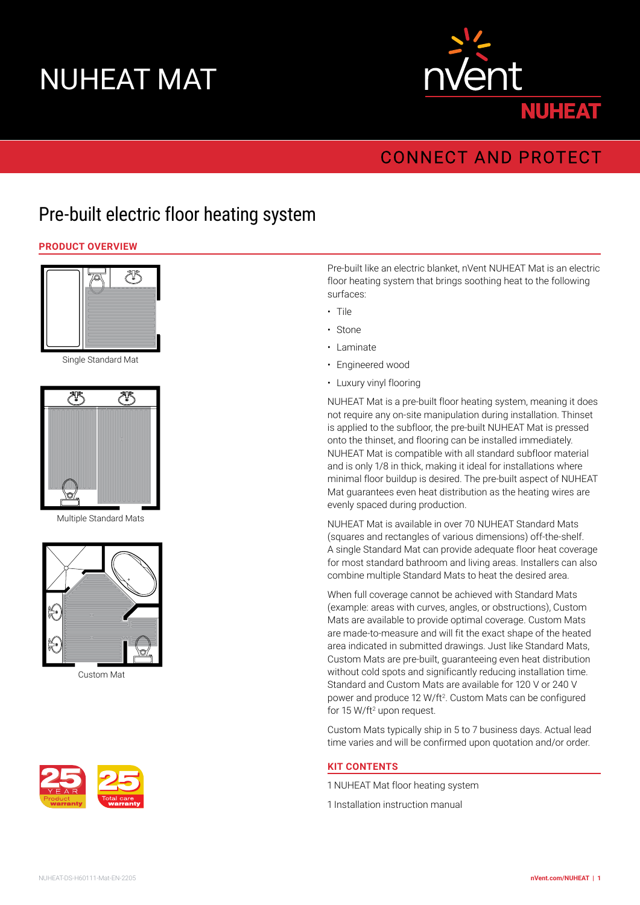# NUHEAT MAT

nVent NUHEAT

CONNECT AND PROTECT

## Pre-built electric floor heating system

### PRODUCT OVERVIEW

Single Standard Mat

Multiple Standard Mats

Custom Mat

Pre-built like an electric blanket, nVent NUHEAT Mat is an electric floor heating system that brings soothing heat to the following surfaces:

- Tile
- Stone
- Laminate
- Engineered wood
- Luxury vinyl flooring

NUHEAT Mat is a pre-built floor heating system, meaning it does not require any on-site manipulation during installation. Thinset is applied to the subfloor, the pre-built NUHEAT Mat is pressed onto the thinset, and flooring can be installed immediately. NUHEAT Mat is compatible with all standard subfloor material and is only 1/8 in thick, making it ideal for installations where minimal floor buildup is desired. The pre-built aspect of NUHEAT Mat guarantees even heat distribution as the heating wires are evenly spaced during production.

NUHEAT Mat is available in over 70 NUHEAT Standard Mats (squares and rectangles of various dimensions) off-the-shelf. A single Standard Mat can provide adequate floor heat coverage for most standard bathroom and living areas. Installers can also combine multiple Standard Mats to heat the desired area.

When full coverage cannot be achieved with Standard Mats (example: areas with curves, angles, or obstructions), Custom Mats are available to provide optimal coverage. Custom Mats are made-to-measure and will fit the exact shape of the heated area indicated in submitted drawings. Just like Standard Mats, Custom Mats are pre-built, guaranteeing even heat distribution without cold spots and significantly reducing installation time. Standard and Custom Mats are available for 120 V or 240 V power and produce 12 W/ft$^2$. Custom Mats can be configured for 15 W/ft$^2$ upon request.

Custom Mats typically ship in 5 to 7 business days. Actual lead time varies and will be confirmed upon quotation and/or order.

### KIT CONTENTS

1 NUHEAT Mat floor heating system

1 Installation instruction manual

25 YEAR Product warranty

25 Total care warranty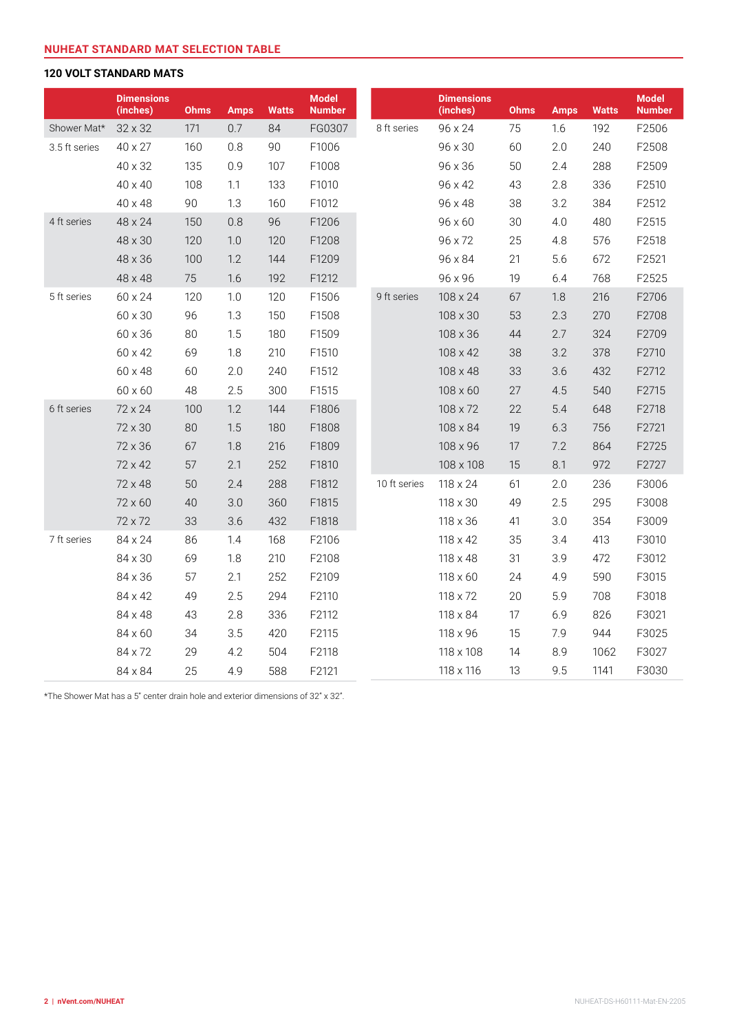## NUHEAT STANDARD MAT SELECTION TABLE

### 120 VOLT STANDARD MATS

| | Dimensions (inches) | Ohms | Amps | Watts | Model Number |
|---|---|---|---|---|---|
| Shower Mat* | 32 x 32 | 171 | 0.7 | 84 | FG0307 |
| 3.5 ft series | 40 x 27 | 160 | 0.8 | 90 | F1006 |
| | 40 x 32 | 135 | 0.9 | 107 | F1008 |
| | 40 x 40 | 108 | 1.1 | 133 | F1010 |
| | 40 x 48 | 90 | 1.3 | 160 | F1012 |
| 4 ft series | 48 x 24 | 150 | 0.8 | 96 | F1206 |
| | 48 x 30 | 120 | 1.0 | 120 | F1208 |
| | 48 x 36 | 100 | 1.2 | 144 | F1209 |
| | 48 x 48 | 75 | 1.6 | 192 | F1212 |
| 5 ft series | 60 x 24 | 120 | 1.0 | 120 | F1506 |
| | 60 x 30 | 96 | 1.3 | 150 | F1508 |
| | 60 x 36 | 80 | 1.5 | 180 | F1509 |
| | 60 x 42 | 69 | 1.8 | 210 | F1510 |
| | 60 x 48 | 60 | 2.0 | 240 | F1512 |
| | 60 x 60 | 48 | 2.5 | 300 | F1515 |
| 6 ft series | 72 x 24 | 100 | 1.2 | 144 | F1806 |
| | 72 x 30 | 80 | 1.5 | 180 | F1808 |
| | 72 x 36 | 67 | 1.8 | 216 | F1809 |
| | 72 x 42 | 57 | 2.1 | 252 | F1810 |
| | 72 x 48 | 50 | 2.4 | 288 | F1812 |
| | 72 x 60 | 40 | 3.0 | 360 | F1815 |
| | 72 x 72 | 33 | 3.6 | 432 | F1818 |
| 7 ft series | 84 x 24 | 86 | 1.4 | 168 | F2106 |
| | 84 x 30 | 69 | 1.8 | 210 | F2108 |
| | 84 x 36 | 57 | 2.1 | 252 | F2109 |
| | 84 x 42 | 49 | 2.5 | 294 | F2110 |
| | 84 x 48 | 43 | 2.8 | 336 | F2112 |
| | 84 x 60 | 34 | 3.5 | 420 | F2115 |
| | 84 x 72 | 29 | 4.2 | 504 | F2118 |
| | 84 x 84 | 25 | 4.9 | 588 | F2121 |
| 8 ft series | 96 x 24 | 75 | 1.6 | 192 | F2506 |
| | 96 x 30 | 60 | 2.0 | 240 | F2508 |
| | 96 x 36 | 50 | 2.4 | 288 | F2509 |
| | 96 x 42 | 43 | 2.8 | 336 | F2510 |
| | 96 x 48 | 38 | 3.2 | 384 | F2512 |
| | 96 x 60 | 30 | 4.0 | 480 | F2515 |
| | 96 x 72 | 25 | 4.8 | 576 | F2518 |
| | 96 x 84 | 21 | 5.6 | 672 | F2521 |
| | 96 x 96 | 19 | 6.4 | 768 | F2525 |
| 9 ft series | 108 x 24 | 67 | 1.8 | 216 | F2706 |
| | 108 x 30 | 53 | 2.3 | 270 | F2708 |
| | 108 x 36 | 44 | 2.7 | 324 | F2709 |
| | 108 x 42 | 38 | 3.2 | 378 | F2710 |
| | 108 x 48 | 33 | 3.6 | 432 | F2712 |
| | 108 x 60 | 27 | 4.5 | 540 | F2715 |
| | 108 x 72 | 22 | 5.4 | 648 | F2718 |
| | 108 x 84 | 19 | 6.3 | 756 | F2721 |
| | 108 x 96 | 17 | 7.2 | 864 | F2725 |
| | 108 x 108 | 15 | 8.1 | 972 | F2727 |
| 10 ft series | 118 x 24 | 61 | 2.0 | 236 | F3006 |
| | 118 x 30 | 49 | 2.5 | 295 | F3008 |
| | 118 x 36 | 41 | 3.0 | 354 | F3009 |
| | 118 x 42 | 35 | 3.4 | 413 | F3010 |
| | 118 x 48 | 31 | 3.9 | 472 | F3012 |
| | 118 x 60 | 24 | 4.9 | 590 | F3015 |
| | 118 x 72 | 20 | 5.9 | 708 | F3018 |
| | 118 x 84 | 17 | 6.9 | 826 | F3021 |
| | 118 x 96 | 15 | 7.9 | 944 | F3025 |
| | 118 x 108 | 14 | 8.9 | 1062 | F3027 |
| | 118 x 116 | 13 | 9.5 | 1141 | F3030 |

*The Shower Mat has a 5" center drain hole and exterior dimensions of 32" x 32".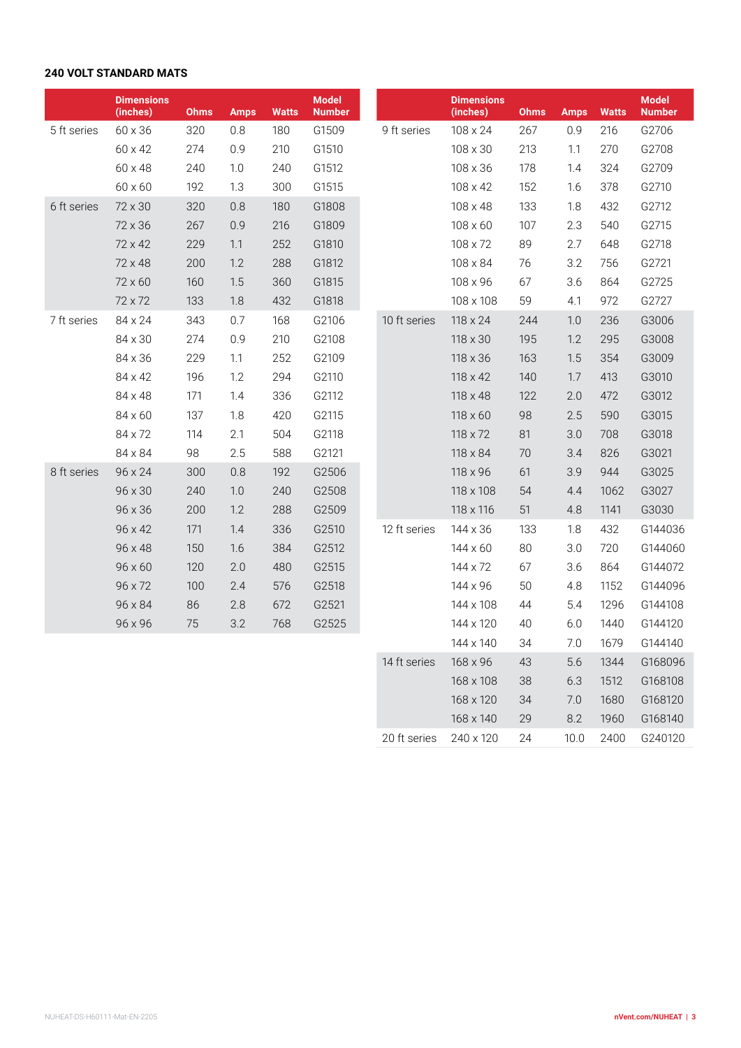**240 VOLT STANDARD MATS**

| | Dimensions (inches) | Ohms | Amps | Watts | Model Number |
|---|---|---|---|---|---|
| 5 ft series | 60 x 36 | 320 | 0.8 | 180 | G1509 |
| | 60 x 42 | 274 | 0.9 | 210 | G1510 |
| | 60 x 48 | 240 | 1.0 | 240 | G1512 |
| | 60 x 60 | 192 | 1.3 | 300 | G1515 |
| 6 ft series | 72 x 30 | 320 | 0.8 | 180 | G1808 |
| | 72 x 36 | 267 | 0.9 | 216 | G1809 |
| | 72 x 42 | 229 | 1.1 | 252 | G1810 |
| | 72 x 48 | 200 | 1.2 | 288 | G1812 |
| | 72 x 60 | 160 | 1.5 | 360 | G1815 |
| | 72 x 72 | 133 | 1.8 | 432 | G1818 |
| 7 ft series | 84 x 24 | 343 | 0.7 | 168 | G2106 |
| | 84 x 30 | 274 | 0.9 | 210 | G2108 |
| | 84 x 36 | 229 | 1.1 | 252 | G2109 |
| | 84 x 42 | 196 | 1.2 | 294 | G2110 |
| | 84 x 48 | 171 | 1.4 | 336 | G2112 |
| | 84 x 60 | 137 | 1.8 | 420 | G2115 |
| | 84 x 72 | 114 | 2.1 | 504 | G2118 |
| | 84 x 84 | 98 | 2.5 | 588 | G2121 |
| 8 ft series | 96 x 24 | 300 | 0.8 | 192 | G2506 |
| | 96 x 30 | 240 | 1.0 | 240 | G2508 |
| | 96 x 36 | 200 | 1.2 | 288 | G2509 |
| | 96 x 42 | 171 | 1.4 | 336 | G2510 |
| | 96 x 48 | 150 | 1.6 | 384 | G2512 |
| | 96 x 60 | 120 | 2.0 | 480 | G2515 |
| | 96 x 72 | 100 | 2.4 | 576 | G2518 |
| | 96 x 84 | 86 | 2.8 | 672 | G2521 |
| | 96 x 96 | 75 | 3.2 | 768 | G2525 |

| | Dimensions (inches) | Ohms | Amps | Watts | Model Number |
|---|---|---|---|---|---|
| 9 ft series | 108 x 24 | 267 | 0.9 | 216 | G2706 |
| | 108 x 30 | 213 | 1.1 | 270 | G2708 |
| | 108 x 36 | 178 | 1.4 | 324 | G2709 |
| | 108 x 42 | 152 | 1.6 | 378 | G2710 |
| | 108 x 48 | 133 | 1.8 | 432 | G2712 |
| | 108 x 60 | 107 | 2.3 | 540 | G2715 |
| | 108 x 72 | 89 | 2.7 | 648 | G2718 |
| | 108 x 84 | 76 | 3.2 | 756 | G2721 |
| | 108 x 96 | 67 | 3.6 | 864 | G2725 |
| | 108 x 108 | 59 | 4.1 | 972 | G2727 |
| 10 ft series | 118 x 24 | 244 | 1.0 | 236 | G3006 |
| | 118 x 30 | 195 | 1.2 | 295 | G3008 |
| | 118 x 36 | 163 | 1.5 | 354 | G3009 |
| | 118 x 42 | 140 | 1.7 | 413 | G3010 |
| | 118 x 48 | 122 | 2.0 | 472 | G3012 |
| | 118 x 60 | 98 | 2.5 | 590 | G3015 |
| | 118 x 72 | 81 | 3.0 | 708 | G3018 |
| | 118 x 84 | 70 | 3.4 | 826 | G3021 |
| | 118 x 96 | 61 | 3.9 | 944 | G3025 |
| | 118 x 108 | 54 | 4.4 | 1062 | G3027 |
| | 118 x 116 | 51 | 4.8 | 1141 | G3030 |
| 12 ft series | 144 x 36 | 133 | 1.8 | 432 | G144036 |
| | 144 x 60 | 80 | 3.0 | 720 | G144060 |
| | 144 x 72 | 67 | 3.6 | 864 | G144072 |
| | 144 x 96 | 50 | 4.8 | 1152 | G144096 |
| | 144 x 108 | 44 | 5.4 | 1296 | G144108 |
| | 144 x 120 | 40 | 6.0 | 1440 | G144120 |
| | 144 x 140 | 34 | 7.0 | 1679 | G144140 |
| 14 ft series | 168 x 96 | 43 | 5.6 | 1344 | G168096 |
| | 168 x 108 | 38 | 6.3 | 1512 | G168108 |
| | 168 x 120 | 34 | 7.0 | 1680 | G168120 |
| | 168 x 140 | 29 | 8.2 | 1960 | G168140 |
| 20 ft series | 240 x 120 | 24 | 10.0 | 2400 | G240120 |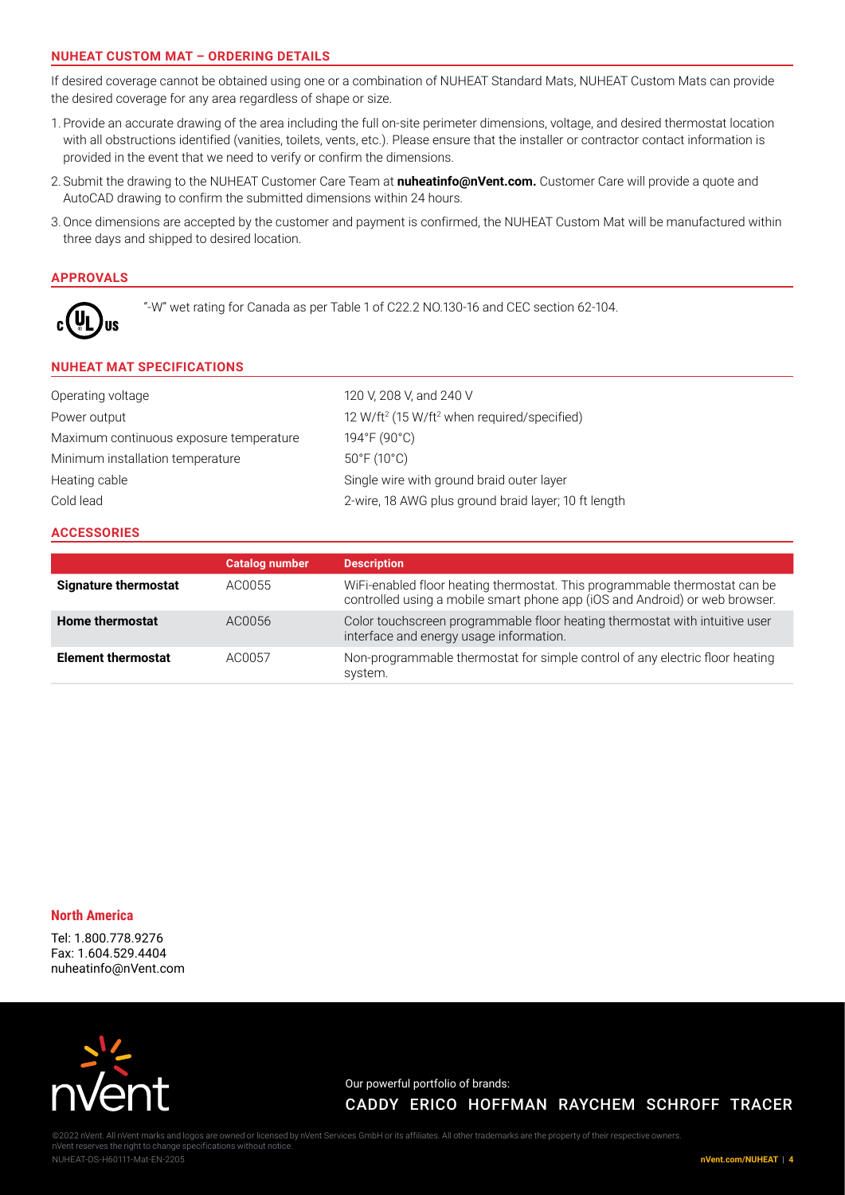## NUHEAT CUSTOM MAT – ORDERING DETAILS

If desired coverage cannot be obtained using one or a combination of NUHEAT Standard Mats, NUHEAT Custom Mats can provide the desired coverage for any area regardless of shape or size.

1. Provide an accurate drawing of the area including the full on-site perimeter dimensions, voltage, and desired thermostat location with all obstructions identified (vanities, toilets, vents, etc.). Please ensure that the installer or contractor contact information is provided in the event that we need to verify or confirm the dimensions.
2. Submit the drawing to the NUHEAT Customer Care Team at **nuheatinfo@nVent.com.** Customer Care will provide a quote and AutoCAD drawing to confirm the submitted dimensions within 24 hours.
3. Once dimensions are accepted by the customer and payment is confirmed, the NUHEAT Custom Mat will be manufactured within three days and shipped to desired location.

## APPROVALS

c UL us

"-W" wet rating for Canada as per Table 1 of C22.2 NO.130-16 and CEC section 62-104.

## NUHEAT MAT SPECIFICATIONS

| | |
|---|---|
| Operating voltage | 120 V, 208 V, and 240 V |
| Power output | 12 W/ft² (15 W/ft² when required/specified) |
| Maximum continuous exposure temperature | 194°F (90°C) |
| Minimum installation temperature | 50°F (10°C) |
| Heating cable | Single wire with ground braid outer layer |
| Cold lead | 2-wire, 18 AWG plus ground braid layer; 10 ft length |

## ACCESSORIES

| | Catalog number | Description |
|---|---|---|
| **Signature thermostat** | AC0055 | WiFi-enabled floor heating thermostat. This programmable thermostat can be controlled using a mobile smart phone app (iOS and Android) or web browser. |
| **Home thermostat** | AC0056 | Color touchscreen programmable floor heating thermostat with intuitive user interface and energy usage information. |
| **Element thermostat** | AC0057 | Non-programmable thermostat for simple control of any electric floor heating system. |

**North America**

Tel: 1.800.778.9276
Fax: 1.604.529.4404
nuheatinfo@nVent.com

nVent

Our powerful portfolio of brands:
CADDY ERICO HOFFMAN RAYCHEM SCHROFF TRACER

©2022 nVent. All nVent marks and logos are owned or licensed by nVent Services GmbH or its affiliates. All other trademarks are the property of their respective owners. nVent reserves the right to change specifications without notice.

NUHEAT-DS-H60111-Mat-EN-2205

nVent.com/NUHEAT